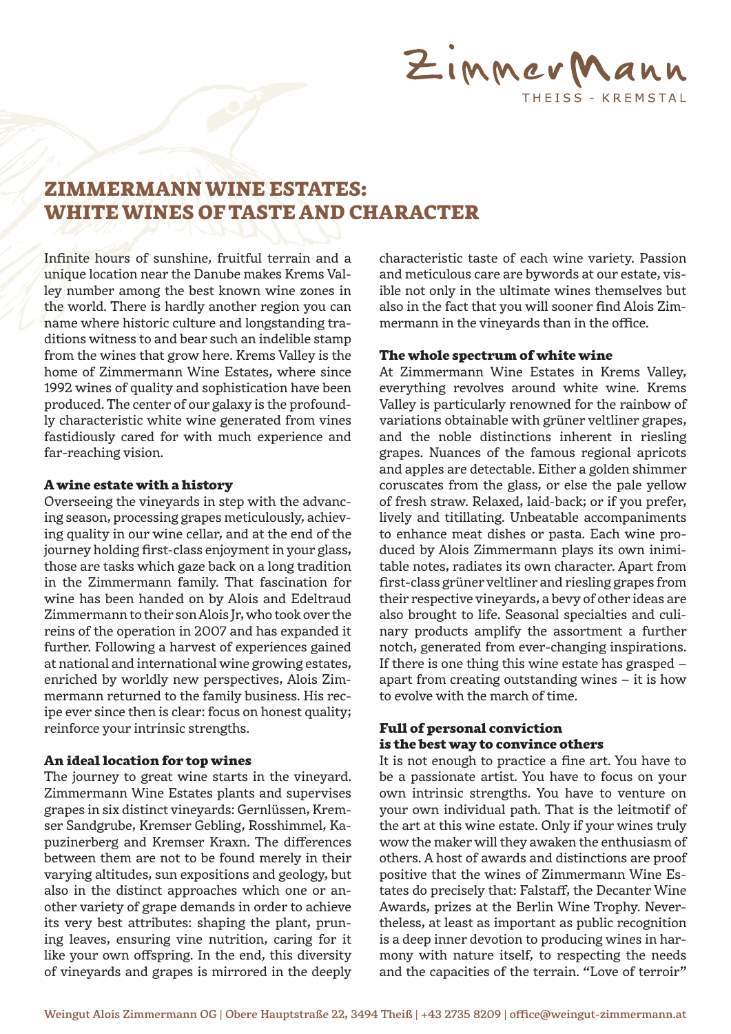# ZIMMERMANN WINE ESTATES: WHITE WINES OF TASTE AND CHARACTER

Infinite hours of sunshine, fruitful terrain and a unique location near the Danube makes Krems Valley number among the best known wine zones in the world. There is hardly another region you can name where historic culture and longstanding traditions witness to and bear such an indelible stamp from the wines that grow here. Krems Valley is the home of Zimmermann Wine Estates, where since 1992 wines of quality and sophistication have been produced. The center of our galaxy is the profoundly characteristic white wine generated from vines fastidiously cared for with much experience and far-reaching vision.

### A wine estate with a history

Overseeing the vineyards in step with the advancing season, processing grapes meticulously, achieving quality in our wine cellar, and at the end of the journey holding first-class enjoyment in your glass, those are tasks which gaze back on a long tradition in the Zimmermann family. That fascination for wine has been handed on by Alois and Edeltraud Zimmermann to their son Alois Jr, who took over the reins of the operation in 2007 and has expanded it further. Following a harvest of experiences gained at national and international wine growing estates, enriched by worldly new perspectives, Alois Zimmermann returned to the family business. His recipe ever since then is clear: focus on honest quality; reinforce your intrinsic strengths.

### An ideal location for top wines

The journey to great wine starts in the vineyard. Zimmermann Wine Estates plants and supervises grapes in six distinct vineyards: Gernlüssen, Kremser Sandgrube, Kremser Gebling, Rosshimmel, Kapuzinerberg and Kremser Kraxn. The differences between them are not to be found merely in their varying altitudes, sun expositions and geology, but also in the distinct approaches which one or another variety of grape demands in order to achieve its very best attributes: shaping the plant, pruning leaves, ensuring vine nutrition, caring for it like your own offspring. In the end, this diversity of vineyards and grapes is mirrored in the deeply characteristic taste of each wine variety. Passion and meticulous care are bywords at our estate, visible not only in the ultimate wines themselves but also in the fact that you will sooner find Alois Zimmermann in the vineyards than in the office.

### The whole spectrum of white wine

At Zimmermann Wine Estates in Krems Valley, everything revolves around white wine. Krems Valley is particularly renowned for the rainbow of variations obtainable with grüner veltliner grapes, and the noble distinctions inherent in riesling grapes. Nuances of the famous regional apricots and apples are detectable. Either a golden shimmer coruscates from the glass, or else the pale yellow of fresh straw. Relaxed, laid-back; or if you prefer, lively and titillating. Unbeatable accompaniments to enhance meat dishes or pasta. Each wine produced by Alois Zimmermann plays its own inimitable notes, radiates its own character. Apart from first-class grüner veltliner and riesling grapes from their respective vineyards, a bevy of other ideas are also brought to life. Seasonal specialties and culinary products amplify the assortment a further notch, generated from ever-changing inspirations. If there is one thing this wine estate has grasped – apart from creating outstanding wines – it is how to evolve with the march of time.

### Full of personal conviction is the best way to convince others

It is not enough to practice a fine art. You have to be a passionate artist. You have to focus on your own intrinsic strengths. You have to venture on your own individual path. That is the leitmotif of the art at this wine estate. Only if your wines truly wow the maker will they awaken the enthusiasm of others. A host of awards and distinctions are proof positive that the wines of Zimmermann Wine Estates do precisely that: Falstaff, the Decanter Wine Awards, prizes at the Berlin Wine Trophy. Nevertheless, at least as important as public recognition is a deep inner devotion to producing wines in harmony with nature itself, to respecting the needs and the capacities of the terrain. "Love of terroir"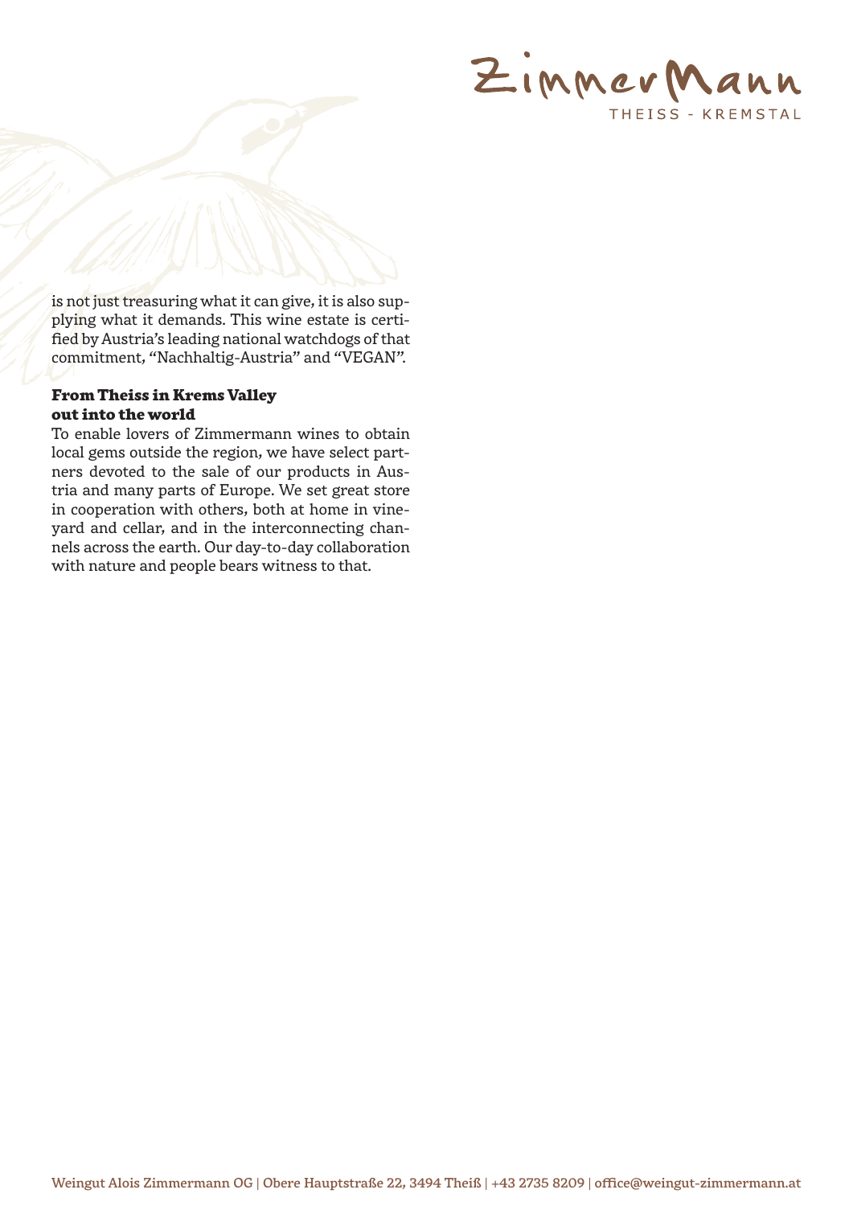is not just treasuring what it can give, it is also supplying what it demands. This wine estate is certified by Austria's leading national watchdogs of that commitment, "Nachhaltig-Austria" and "VEGAN".

## From Theiss in Krems Valley out into the world

To enable lovers of Zimmermann wines to obtain local gems outside the region, we have select partners devoted to the sale of our products in Austria and many parts of Europe. We set great store in cooperation with others, both at home in vineyard and cellar, and in the interconnecting channels across the earth. Our day-to-day collaboration with nature and people bears witness to that.